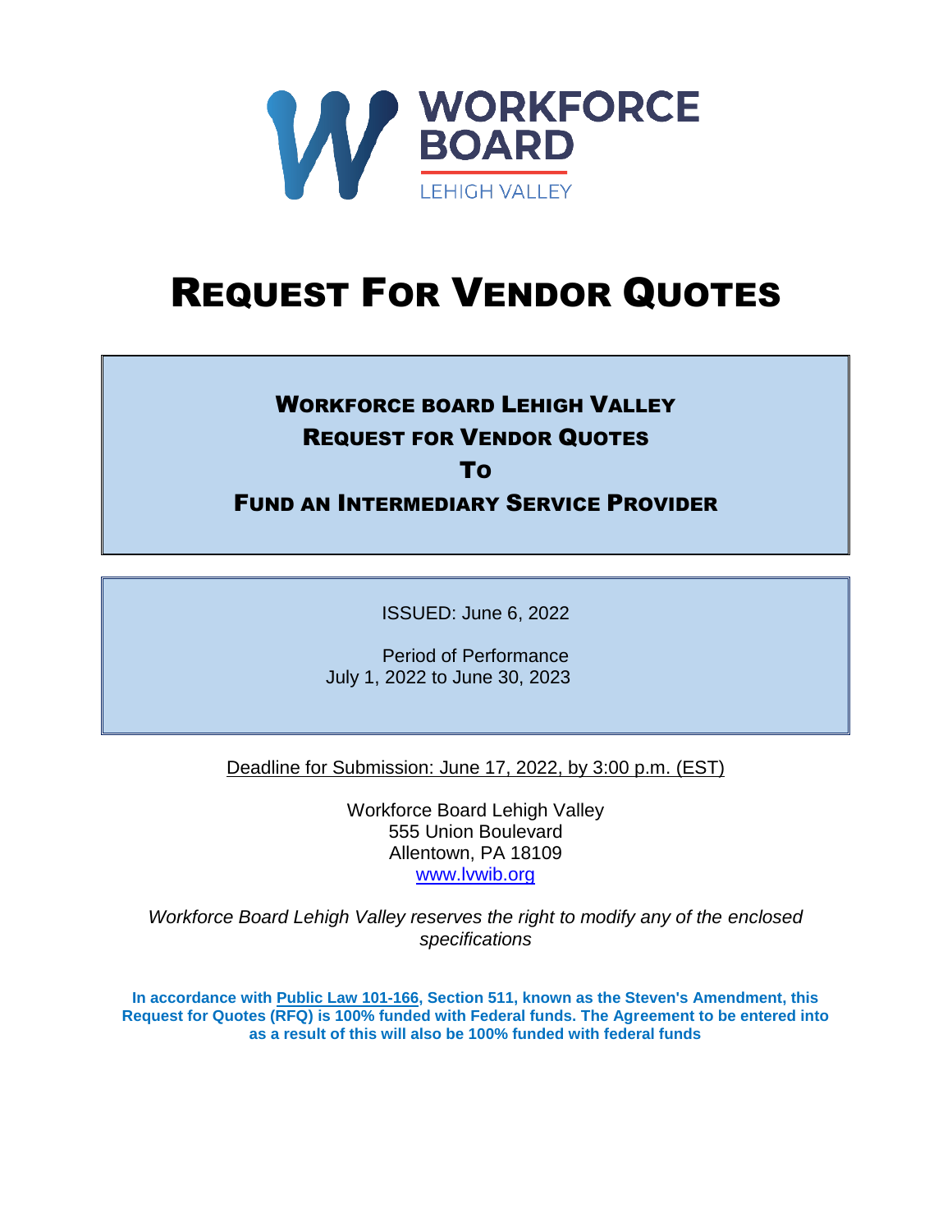WORKFORCE BOARD
LEHIGH VALLEY

# REQUEST FOR VENDOR QUOTES

## WORKFORCE BOARD LEHIGH VALLEY
## REQUEST FOR VENDOR QUOTES
## TO
## FUND AN INTERMEDIARY SERVICE PROVIDER

ISSUED: June 6, 2022

Period of Performance
July 1, 2022 to June 30, 2023

Deadline for Submission: June 17, 2022, by 3:00 p.m. (EST)

Workforce Board Lehigh Valley
555 Union Boulevard
Allentown, PA 18109
www.lvwib.org

*Workforce Board Lehigh Valley reserves the right to modify any of the enclosed specifications*

**In accordance with Public Law 101-166, Section 511, known as the Steven's Amendment, this Request for Quotes (RFQ) is 100% funded with Federal funds. The Agreement to be entered into as a result of this will also be 100% funded with federal funds**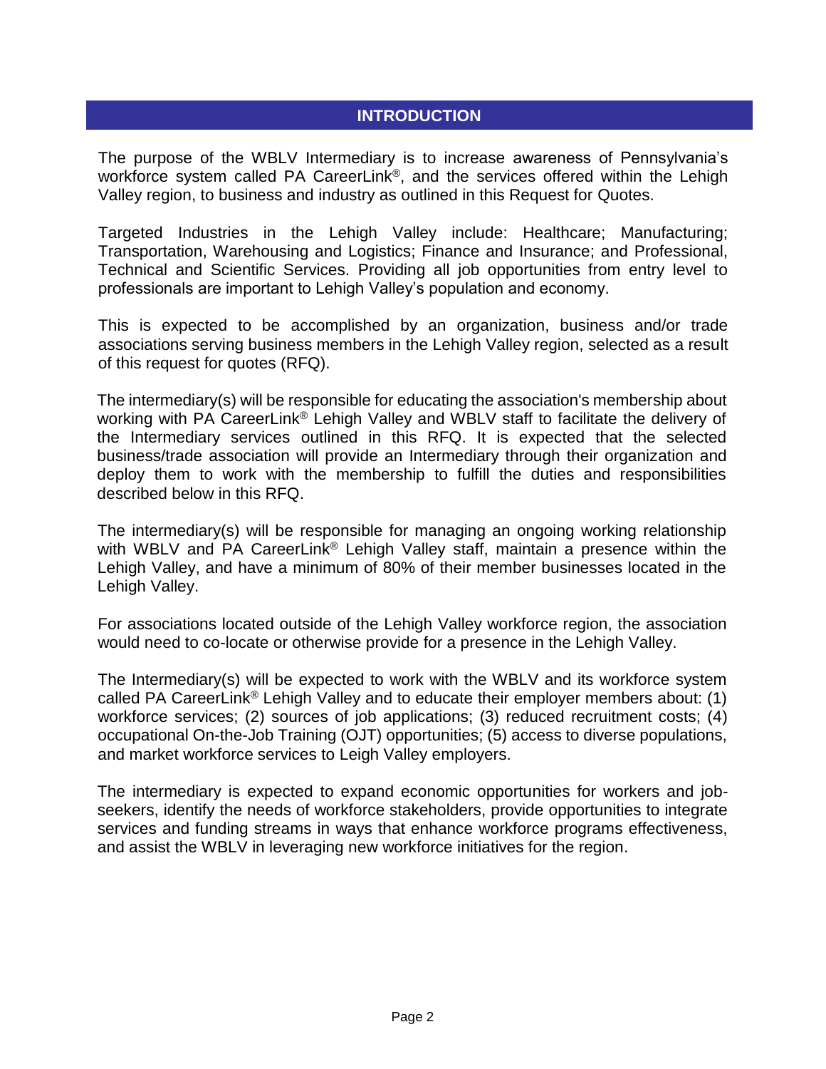## INTRODUCTION

The purpose of the WBLV Intermediary is to increase awareness of Pennsylvania's workforce system called PA CareerLink®, and the services offered within the Lehigh Valley region, to business and industry as outlined in this Request for Quotes.

Targeted Industries in the Lehigh Valley include: Healthcare; Manufacturing; Transportation, Warehousing and Logistics; Finance and Insurance; and Professional, Technical and Scientific Services. Providing all job opportunities from entry level to professionals are important to Lehigh Valley's population and economy.

This is expected to be accomplished by an organization, business and/or trade associations serving business members in the Lehigh Valley region, selected as a result of this request for quotes (RFQ).

The intermediary(s) will be responsible for educating the association's membership about working with PA CareerLink® Lehigh Valley and WBLV staff to facilitate the delivery of the Intermediary services outlined in this RFQ. It is expected that the selected business/trade association will provide an Intermediary through their organization and deploy them to work with the membership to fulfill the duties and responsibilities described below in this RFQ.

The intermediary(s) will be responsible for managing an ongoing working relationship with WBLV and PA CareerLink® Lehigh Valley staff, maintain a presence within the Lehigh Valley, and have a minimum of 80% of their member businesses located in the Lehigh Valley.

For associations located outside of the Lehigh Valley workforce region, the association would need to co-locate or otherwise provide for a presence in the Lehigh Valley.

The Intermediary(s) will be expected to work with the WBLV and its workforce system called PA CareerLink® Lehigh Valley and to educate their employer members about: (1) workforce services; (2) sources of job applications; (3) reduced recruitment costs; (4) occupational On-the-Job Training (OJT) opportunities; (5) access to diverse populations, and market workforce services to Leigh Valley employers.

The intermediary is expected to expand economic opportunities for workers and job-seekers, identify the needs of workforce stakeholders, provide opportunities to integrate services and funding streams in ways that enhance workforce programs effectiveness, and assist the WBLV in leveraging new workforce initiatives for the region.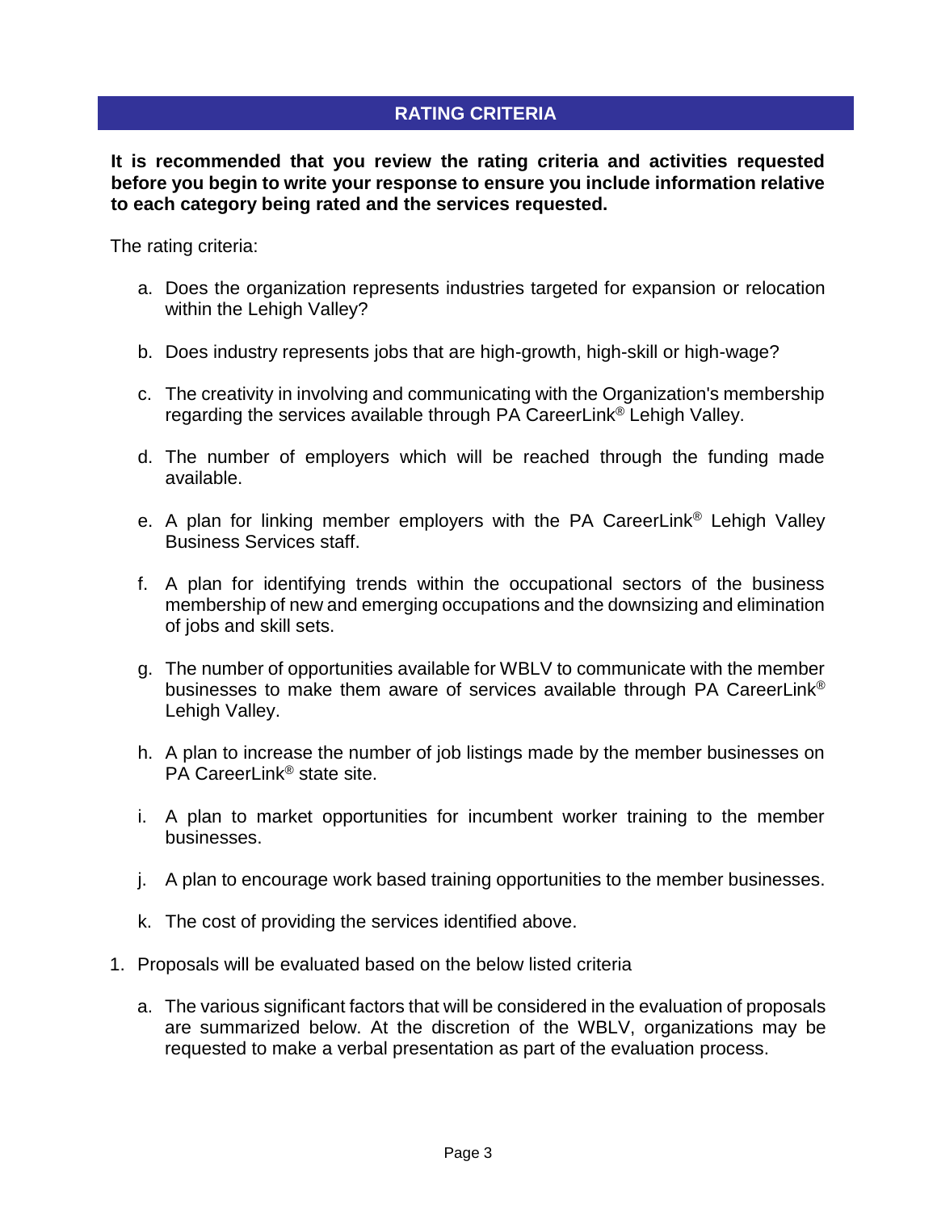## RATING CRITERIA

**It is recommended that you review the rating criteria and activities requested before you begin to write your response to ensure you include information relative to each category being rated and the services requested.**

The rating criteria:

a. Does the organization represents industries targeted for expansion or relocation within the Lehigh Valley?

b. Does industry represents jobs that are high-growth, high-skill or high-wage?

c. The creativity in involving and communicating with the Organization's membership regarding the services available through PA CareerLink® Lehigh Valley.

d. The number of employers which will be reached through the funding made available.

e. A plan for linking member employers with the PA CareerLink® Lehigh Valley Business Services staff.

f. A plan for identifying trends within the occupational sectors of the business membership of new and emerging occupations and the downsizing and elimination of jobs and skill sets.

g. The number of opportunities available for WBLV to communicate with the member businesses to make them aware of services available through PA CareerLink® Lehigh Valley.

h. A plan to increase the number of job listings made by the member businesses on PA CareerLink® state site.

i. A plan to market opportunities for incumbent worker training to the member businesses.

j. A plan to encourage work based training opportunities to the member businesses.

k. The cost of providing the services identified above.

1. Proposals will be evaluated based on the below listed criteria

   a. The various significant factors that will be considered in the evaluation of proposals are summarized below. At the discretion of the WBLV, organizations may be requested to make a verbal presentation as part of the evaluation process.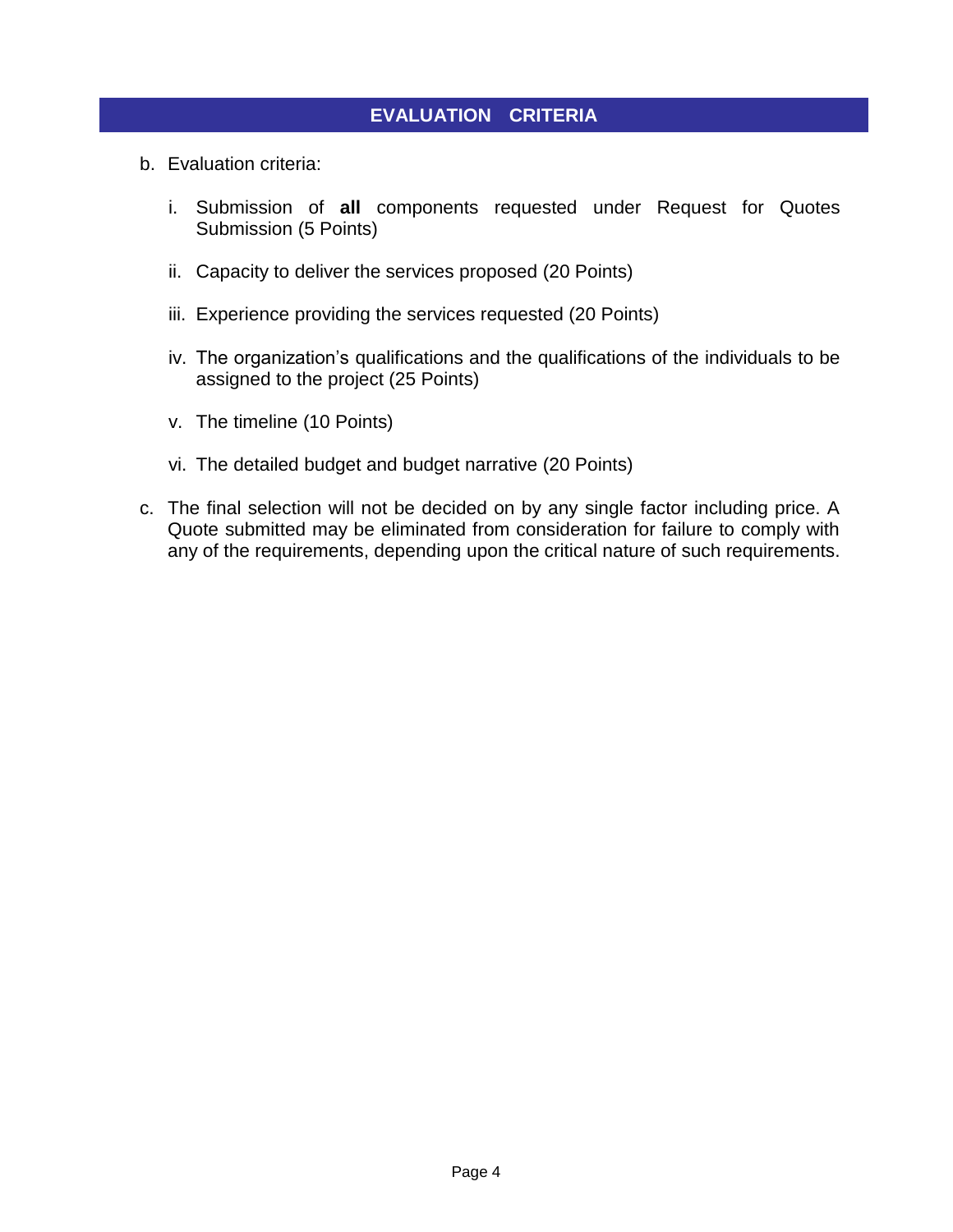## EVALUATION CRITERIA

b. Evaluation criteria:

   i. Submission of **all** components requested under Request for Quotes Submission (5 Points)

   ii. Capacity to deliver the services proposed (20 Points)

   iii. Experience providing the services requested (20 Points)

   iv. The organization's qualifications and the qualifications of the individuals to be assigned to the project (25 Points)

   v. The timeline (10 Points)

   vi. The detailed budget and budget narrative (20 Points)

c. The final selection will not be decided on by any single factor including price. A Quote submitted may be eliminated from consideration for failure to comply with any of the requirements, depending upon the critical nature of such requirements.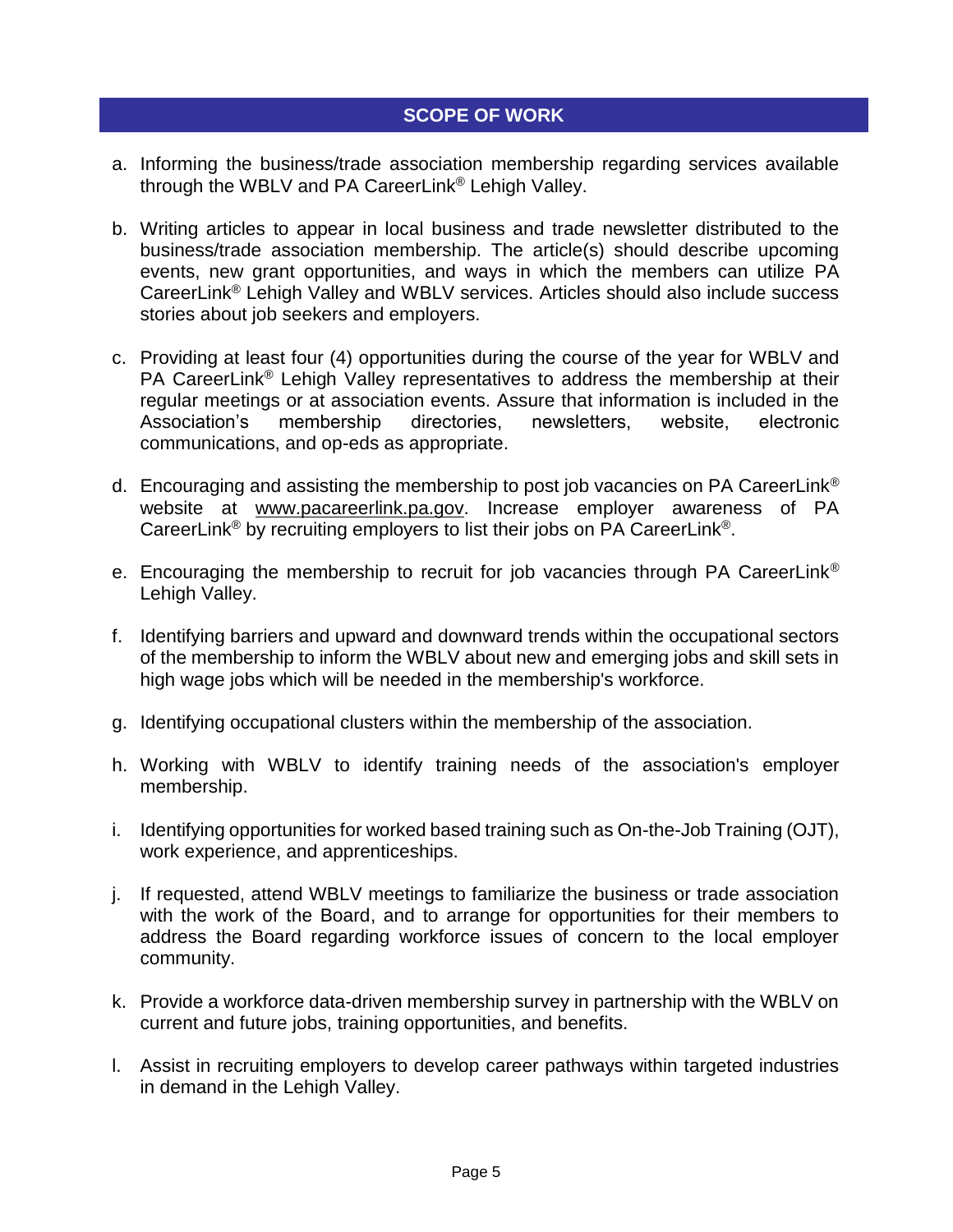## SCOPE OF WORK

a. Informing the business/trade association membership regarding services available through the WBLV and PA CareerLink® Lehigh Valley.

b. Writing articles to appear in local business and trade newsletter distributed to the business/trade association membership. The article(s) should describe upcoming events, new grant opportunities, and ways in which the members can utilize PA CareerLink® Lehigh Valley and WBLV services. Articles should also include success stories about job seekers and employers.

c. Providing at least four (4) opportunities during the course of the year for WBLV and PA CareerLink® Lehigh Valley representatives to address the membership at their regular meetings or at association events. Assure that information is included in the Association's membership directories, newsletters, website, electronic communications, and op-eds as appropriate.

d. Encouraging and assisting the membership to post job vacancies on PA CareerLink® website at www.pacareerlink.pa.gov. Increase employer awareness of PA CareerLink® by recruiting employers to list their jobs on PA CareerLink®.

e. Encouraging the membership to recruit for job vacancies through PA CareerLink® Lehigh Valley.

f. Identifying barriers and upward and downward trends within the occupational sectors of the membership to inform the WBLV about new and emerging jobs and skill sets in high wage jobs which will be needed in the membership's workforce.

g. Identifying occupational clusters within the membership of the association.

h. Working with WBLV to identify training needs of the association's employer membership.

i. Identifying opportunities for worked based training such as On-the-Job Training (OJT), work experience, and apprenticeships.

j. If requested, attend WBLV meetings to familiarize the business or trade association with the work of the Board, and to arrange for opportunities for their members to address the Board regarding workforce issues of concern to the local employer community.

k. Provide a workforce data-driven membership survey in partnership with the WBLV on current and future jobs, training opportunities, and benefits.

l. Assist in recruiting employers to develop career pathways within targeted industries in demand in the Lehigh Valley.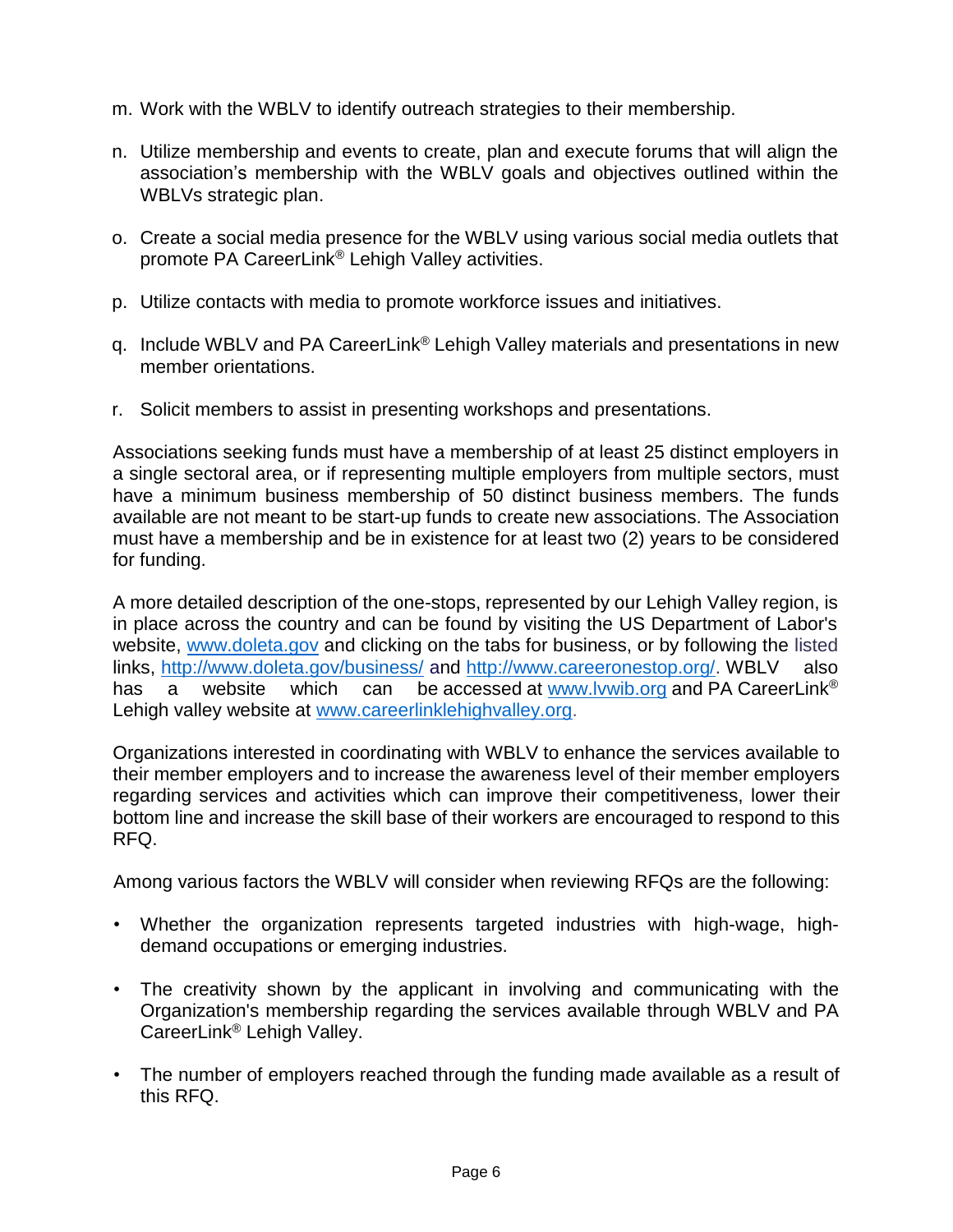m. Work with the WBLV to identify outreach strategies to their membership.

n. Utilize membership and events to create, plan and execute forums that will align the association's membership with the WBLV goals and objectives outlined within the WBLVs strategic plan.

o. Create a social media presence for the WBLV using various social media outlets that promote PA CareerLink® Lehigh Valley activities.

p. Utilize contacts with media to promote workforce issues and initiatives.

q. Include WBLV and PA CareerLink® Lehigh Valley materials and presentations in new member orientations.

r. Solicit members to assist in presenting workshops and presentations.

Associations seeking funds must have a membership of at least 25 distinct employers in a single sectoral area, or if representing multiple employers from multiple sectors, must have a minimum business membership of 50 distinct business members. The funds available are not meant to be start-up funds to create new associations. The Association must have a membership and be in existence for at least two (2) years to be considered for funding.

A more detailed description of the one-stops, represented by our Lehigh Valley region, is in place across the country and can be found by visiting the US Department of Labor's website, [www.doleta.gov](http://www.doleta.gov) and clicking on the tabs for business, or by following the listed links, [http://www.doleta.gov/business/](http://www.doleta.gov/business/) and [http://www.careeronestop.org/](http://www.careeronestop.org/). WBLV also has a website which can be accessed at [www.lvwib.org](http://www.lvwib.org) and PA CareerLink® Lehigh valley website at [www.careerlinklehighvalley.org](http://www.careerlinklehighvalley.org).

Organizations interested in coordinating with WBLV to enhance the services available to their member employers and to increase the awareness level of their member employers regarding services and activities which can improve their competitiveness, lower their bottom line and increase the skill base of their workers are encouraged to respond to this RFQ.

Among various factors the WBLV will consider when reviewing RFQs are the following:

- Whether the organization represents targeted industries with high-wage, high-demand occupations or emerging industries.
- The creativity shown by the applicant in involving and communicating with the Organization's membership regarding the services available through WBLV and PA CareerLink® Lehigh Valley.
- The number of employers reached through the funding made available as a result of this RFQ.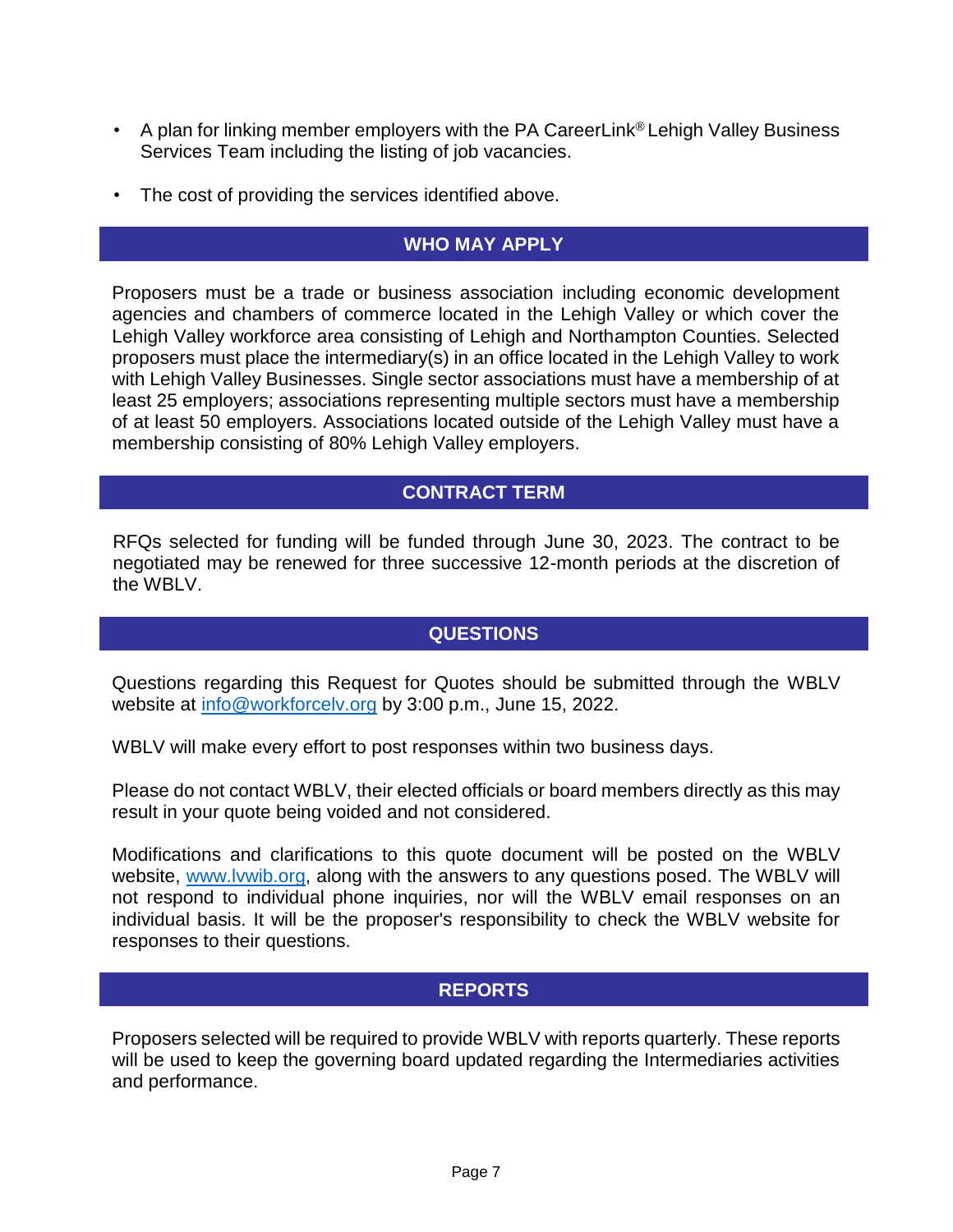- A plan for linking member employers with the PA CareerLink® Lehigh Valley Business Services Team including the listing of job vacancies.
- The cost of providing the services identified above.

## WHO MAY APPLY

Proposers must be a trade or business association including economic development agencies and chambers of commerce located in the Lehigh Valley or which cover the Lehigh Valley workforce area consisting of Lehigh and Northampton Counties. Selected proposers must place the intermediary(s) in an office located in the Lehigh Valley to work with Lehigh Valley Businesses. Single sector associations must have a membership of at least 25 employers; associations representing multiple sectors must have a membership of at least 50 employers. Associations located outside of the Lehigh Valley must have a membership consisting of 80% Lehigh Valley employers.

## CONTRACT TERM

RFQs selected for funding will be funded through June 30, 2023. The contract to be negotiated may be renewed for three successive 12-month periods at the discretion of the WBLV.

## QUESTIONS

Questions regarding this Request for Quotes should be submitted through the WBLV website at info@workforcelv.org by 3:00 p.m., June 15, 2022.

WBLV will make every effort to post responses within two business days.

Please do not contact WBLV, their elected officials or board members directly as this may result in your quote being voided and not considered.

Modifications and clarifications to this quote document will be posted on the WBLV website, www.lvwib.org, along with the answers to any questions posed. The WBLV will not respond to individual phone inquiries, nor will the WBLV email responses on an individual basis. It will be the proposer's responsibility to check the WBLV website for responses to their questions.

## REPORTS

Proposers selected will be required to provide WBLV with reports quarterly. These reports will be used to keep the governing board updated regarding the Intermediaries activities and performance.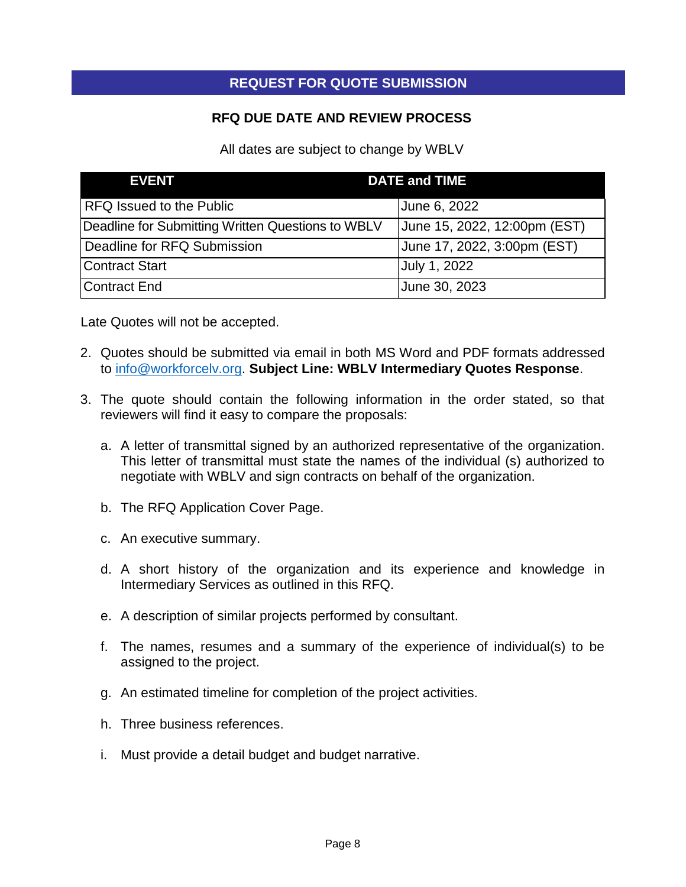## REQUEST FOR QUOTE SUBMISSION

### RFQ DUE DATE AND REVIEW PROCESS

All dates are subject to change by WBLV

| EVENT | DATE and TIME |
| --- | --- |
| RFQ Issued to the Public | June 6, 2022 |
| Deadline for Submitting Written Questions to WBLV | June 15, 2022, 12:00pm (EST) |
| Deadline for RFQ Submission | June 17, 2022, 3:00pm (EST) |
| Contract Start | July 1, 2022 |
| Contract End | June 30, 2023 |

Late Quotes will not be accepted.

2. Quotes should be submitted via email in both MS Word and PDF formats addressed to info@workforcelv.org. **Subject Line: WBLV Intermediary Quotes Response**.

3. The quote should contain the following information in the order stated, so that reviewers will find it easy to compare the proposals:

   a. A letter of transmittal signed by an authorized representative of the organization. This letter of transmittal must state the names of the individual (s) authorized to negotiate with WBLV and sign contracts on behalf of the organization.

   b. The RFQ Application Cover Page.

   c. An executive summary.

   d. A short history of the organization and its experience and knowledge in Intermediary Services as outlined in this RFQ.

   e. A description of similar projects performed by consultant.

   f. The names, resumes and a summary of the experience of individual(s) to be assigned to the project.

   g. An estimated timeline for completion of the project activities.

   h. Three business references.

   i. Must provide a detail budget and budget narrative.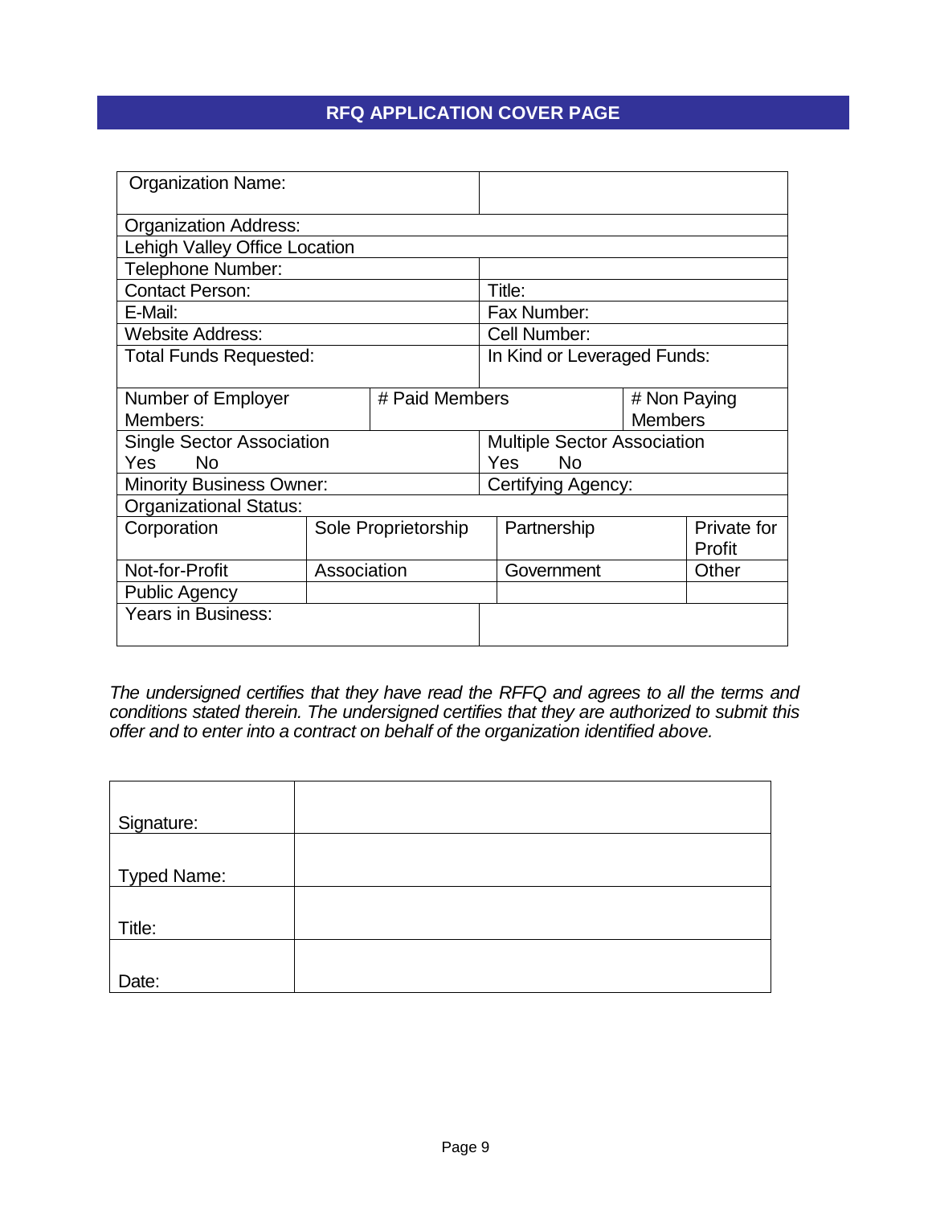## RFQ APPLICATION COVER PAGE

| | | | |
|---|---|---|---|
| Organization Name: | | | |
| Organization Address: | | | |
| Lehigh Valley Office Location | | | |
| Telephone Number: | | | |
| Contact Person: | | Title: | |
| E-Mail: | | Fax Number: | |
| Website Address: | | Cell Number: | |
| Total Funds Requested: | | In Kind or Leveraged Funds: | |
| Number of Employer Members: | # Paid Members | | # Non Paying Members |
| Single Sector Association<br>Yes No | | Multiple Sector Association<br>Yes No | |
| Minority Business Owner: | | Certifying Agency: | |
| Organizational Status: | | | |
| Corporation | Sole Proprietorship | Partnership | Private for Profit |
| Not-for-Profit | Association | Government | Other |
| Public Agency | | | |
| Years in Business: | | | |

*The undersigned certifies that they have read the RFFQ and agrees to all the terms and conditions stated therein. The undersigned certifies that they are authorized to submit this offer and to enter into a contract on behalf of the organization identified above.*

| | |
|---|---|
| Signature: | |
| Typed Name: | |
| Title: | |
| Date: | |